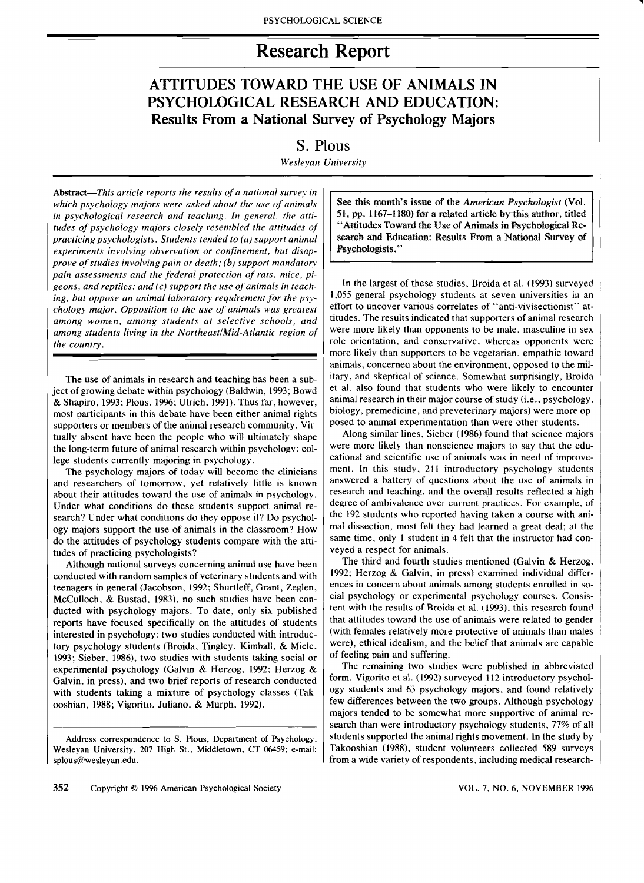# Research Report

## ATTITUDES TOWARD THE USE OF ANIMALS IN PSYCHOLOGICAL RESEARCH AND EDUCATION: Results From a National Survey of Psychology Majors

S. Plous

*Wesleyan University*

**Abstract**—*This article reports the results of a national survey in which psychology majors were asked about the use of animals in psychological research and teaching. In general, the attitudes of psychology majors closely resembled the attitudes of practicing psychologists. Students tended to (a) support animal experiments involving observation or confinement, but disapprove of studies involving pain or death; (b) support mandatory pain assessments and the federal protection of rats, mice, pigeons, and reptiles; and (c) support the use of animals in teaching, but oppose an animal laboratory requirement for the psychology major. Opposition to the use of animals was greatest among women, among students at selective schools, and among students living in the Northeast/Mid-Atlantic region of the country.*

See this month's issue of the *American Psychologist* (Vol. 51, pp. 1167–1180) for a related article by this author, titled "Attitudes Toward the Use of Animals in Psychological Research and Education: Results From a National Survey of Psychologists."

The use of animals in research and teaching has been a subject of growing debate within psychology (Baldwin, 1993; Bowd & Shapiro, 1993; Plous, 1996; Ulrich, 1991). Thus far, however, most participants in this debate have been either animal rights supporters or members of the animal research community. Virtually absent have been the people who will ultimately shape the long-term future of animal research within psychology: college students currently majoring in psychology.

The psychology majors of today will become the clinicians and researchers of tomorrow, yet relatively little is known about their attitudes toward the use of animals in psychology. Under what conditions do these students support animal research? Under what conditions do they oppose it? Do psychology majors support the use of animals in the classroom? How do the attitudes of psychology students compare with the attitudes of practicing psychologists?

Although national surveys concerning animal use have been conducted with random samples of veterinary students and with teenagers in general (Jacobson, 1992; Shurtleff, Grant, Zeglen, McCulloch, & Bustad, 1983), no such studies have been conducted with psychology majors. To date, only six published reports have focused specifically on the attitudes of students interested in psychology: two studies conducted with introductory psychology students (Broida, Tingley, Kimball, & Miele, 1993; Sieber, 1986), two studies with students taking social or experimental psychology (Galvin & Herzog, 1992; Herzog & Galvin, in press), and two brief reports of research conducted with students taking a mixture of psychology classes (Takooshian, 1988; Vigorito, Juliano, & Murph, 1992).

In the largest of these studies, Broida et al. (1993) surveyed 1,055 general psychology students at seven universities in an effort to uncover various correlates of "anti-vivisectionist" attitudes. The results indicated that supporters of animal research were more likely than opponents to be male, masculine in sex role orientation, and conservative, whereas opponents were more likely than supporters to be vegetarian, empathic toward animals, concerned about the environment, opposed to the military, and skeptical of science. Somewhat surprisingly, Broida et al. also found that students who were likely to encounter animal research in their major course of study (i.e., psychology, biology, premedicine, and preveterinary majors) were more opposed to animal experimentation than were other students.

Along similar lines, Sieber (1986) found that science majors were more likely than nonscience majors to say that the educational and scientific use of animals was in need of improvement. In this study, 211 introductory psychology students answered a battery of questions about the use of animals in research and teaching, and the overall results reflected a high degree of ambivalence over current practices. For example, of the 192 students who reported having taken a course with animal dissection, most felt they had learned a great deal; at the same time, only 1 student in 4 felt that the instructor had conveyed a respect for animals.

The third and fourth studies mentioned (Galvin & Herzog, 1992; Herzog & Galvin, in press) examined individual differences in concern about animals among students enrolled in social psychology or experimental psychology courses. Consistent with the results of Broida et al. (1993), this research found that attitudes toward the use of animals were related to gender (with females relatively more protective of animals than males were), ethical idealism, and the belief that animals are capable of feeling pain and suffering.

The remaining two studies were published in abbreviated form. Vigorito et al. (1992) surveyed 112 introductory psychology students and 63 psychology majors, and found relatively few differences between the two groups. Although psychology majors tended to be somewhat more supportive of animal research than were introductory psychology students, 77% of all students supported the animal rights movement. In the study by Takooshian (1988), student volunteers collected 589 surveys from a wide variety of respondents, including medical research-

Address correspondence to S. Plous, Department of Psychology, Wesleyan University, 207 High St., Middletown, CT 06459; e-mail: splous@wesleyan.edu.

Copyright © 1996 American Psychological Society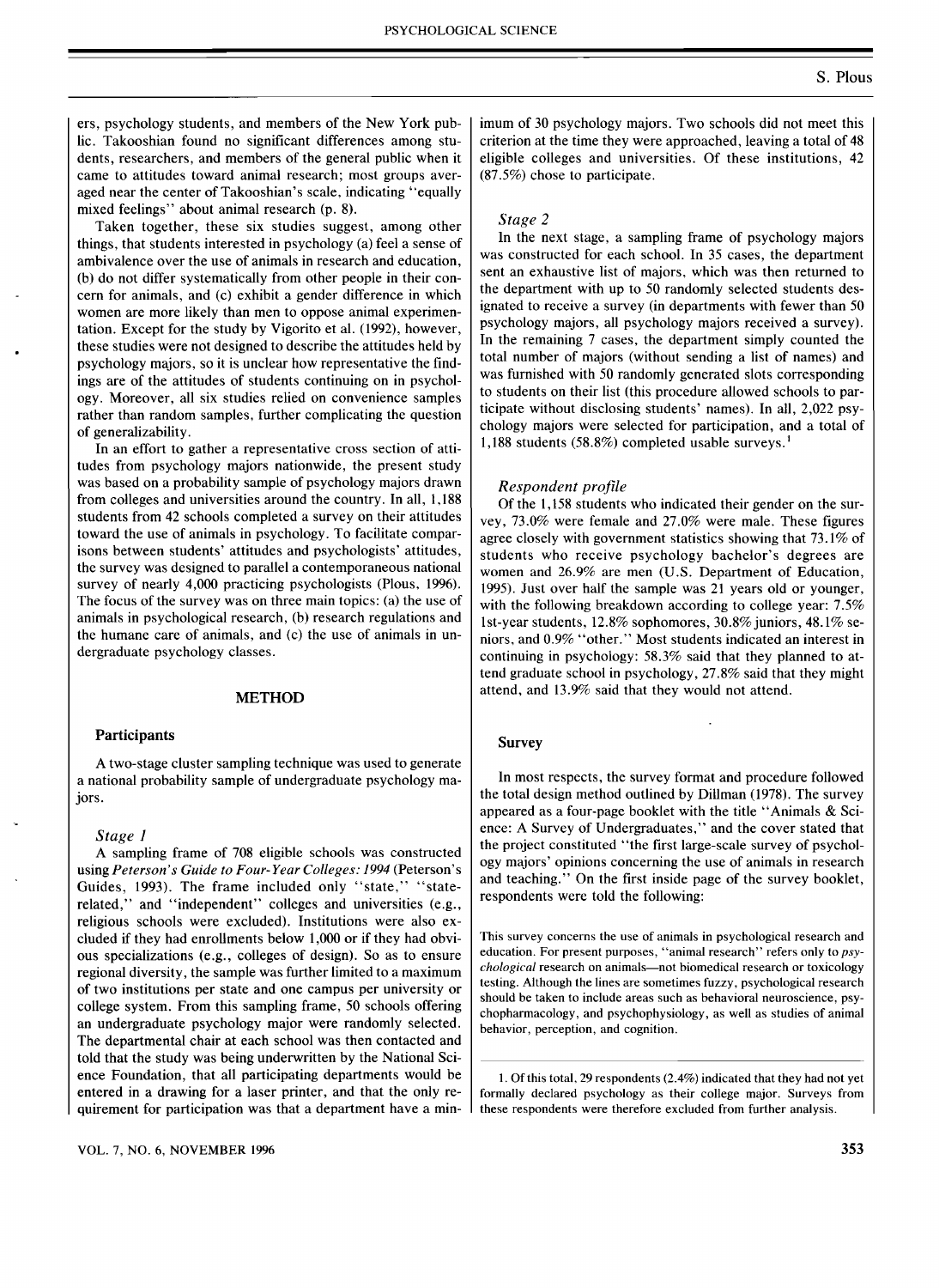ers, psychology students, and members of the New York public. Takooshian found no significant differences among students, researchers, and members of the general public when it came to attitudes toward animal research; most groups averaged near the center of Takooshian's scale, indicating "equally mixed feelings" about animal research (p. 8).

Taken together, these six studies suggest, among other things, that students interested in psychology (a) feel a sense of ambivalence over the use of animals in research and education, (b) do not differ systematically from other people in their concern for animals, and (c) exhibit a gender difference in which women are more likely than men to oppose animal experimentation. Except for the study by Vigorito et al. (1992), however, these studies were not designed to describe the attitudes held by psychology majors, so it is unclear how representative the findings are of the attitudes of students continuing on in psychology. Moreover, all six studies relied on convenience samples rather than random samples, further complicating the question of generalizability.

In an effort to gather a representative cross section of attitudes from psychology majors nationwide, the present study was based on a probability sample of psychology majors drawn from colleges and universities around the country. In all, 1,188 students from 42 schools completed a survey on their attitudes toward the use of animals in psychology. To facilitate comparisons between students' attitudes and psychologists' attitudes, the survey was designed to parallel a contemporaneous national survey of nearly 4,000 practicing psychologists (Plous, 1996). The focus of the survey was on three main topics: (a) the use of animals in psychological research, (b) research regulations and the humane care of animals, and (c) the use of animals in undergraduate psychology classes.

## METHOD

### Participants

A two-stage cluster sampling technique was used to generate a national probability sample of undergraduate psychology majors.

#### *Stage 1*

A sampling frame of 708 eligible schools was constructed using *Peterson's Guide to Four-Year Colleges: 1994* (Peterson's Guides, 1993). The frame included only "state," "state-related," and "independent" colleges and universities (e.g., religious schools were excluded). Institutions were also excluded if they had enrollments below 1,000 or if they had obvious specializations (e.g., colleges of design). So as to ensure regional diversity, the sample was further limited to a maximum of two institutions per state and one campus per university or college system. From this sampling frame, 50 schools offering an undergraduate psychology major were randomly selected. The departmental chair at each school was then contacted and told that the study was being underwritten by the National Science Foundation, that all participating departments would be entered in a drawing for a laser printer, and that the only requirement for participation was that a department have a minimum of 30 psychology majors. Two schools did not meet this criterion at the time they were approached, leaving a total of 48 eligible colleges and universities. Of these institutions, 42 (87.5%) chose to participate.

#### *Stage 2*

In the next stage, a sampling frame of psychology majors was constructed for each school. In 35 cases, the department sent an exhaustive list of majors, which was then returned to the department with up to 50 randomly selected students designated to receive a survey (in departments with fewer than 50 psychology majors, all psychology majors received a survey). In the remaining 7 cases, the department simply counted the total number of majors (without sending a list of names) and was furnished with 50 randomly generated slots corresponding to students on their list (this procedure allowed schools to participate without disclosing students' names). In all, 2,022 psychology majors were selected for participation, and a total of 1,188 students (58.8%) completed usable surveys.[1]

#### *Respondent profile*

Of the 1,158 students who indicated their gender on the survey, 73.0% were female and 27.0% were male. These figures agree closely with government statistics showing that 73.1% of students who receive psychology bachelor's degrees are women and 26.9% are men (U.S. Department of Education, 1995). Just over half the sample was 21 years old or younger, with the following breakdown according to college year: 7.5% 1st-year students, 12.8% sophomores, 30.8% juniors, 48.1% seniors, and 0.9% "other." Most students indicated an interest in continuing in psychology: 58.3% said that they planned to attend graduate school in psychology, 27.8% said that they might attend, and 13.9% said that they would not attend.

### Survey

In most respects, the survey format and procedure followed the total design method outlined by Dillman (1978). The survey appeared as a four-page booklet with the title "Animals & Science: A Survey of Undergraduates," and the cover stated that the project constituted "the first large-scale survey of psychology majors' opinions concerning the use of animals in research and teaching." On the first inside page of the survey booklet, respondents were told the following:

> This survey concerns the use of animals in psychological research and education. For present purposes, "animal research" refers only to *psychological* research on animals—not biomedical research or toxicology testing. Although the lines are sometimes fuzzy, psychological research should be taken to include areas such as behavioral neuroscience, psychopharmacology, and psychophysiology, as well as studies of animal behavior, perception, and cognition.

1. Of this total, 29 respondents (2.4%) indicated that they had not yet formally declared psychology as their college major. Surveys from these respondents were therefore excluded from further analysis.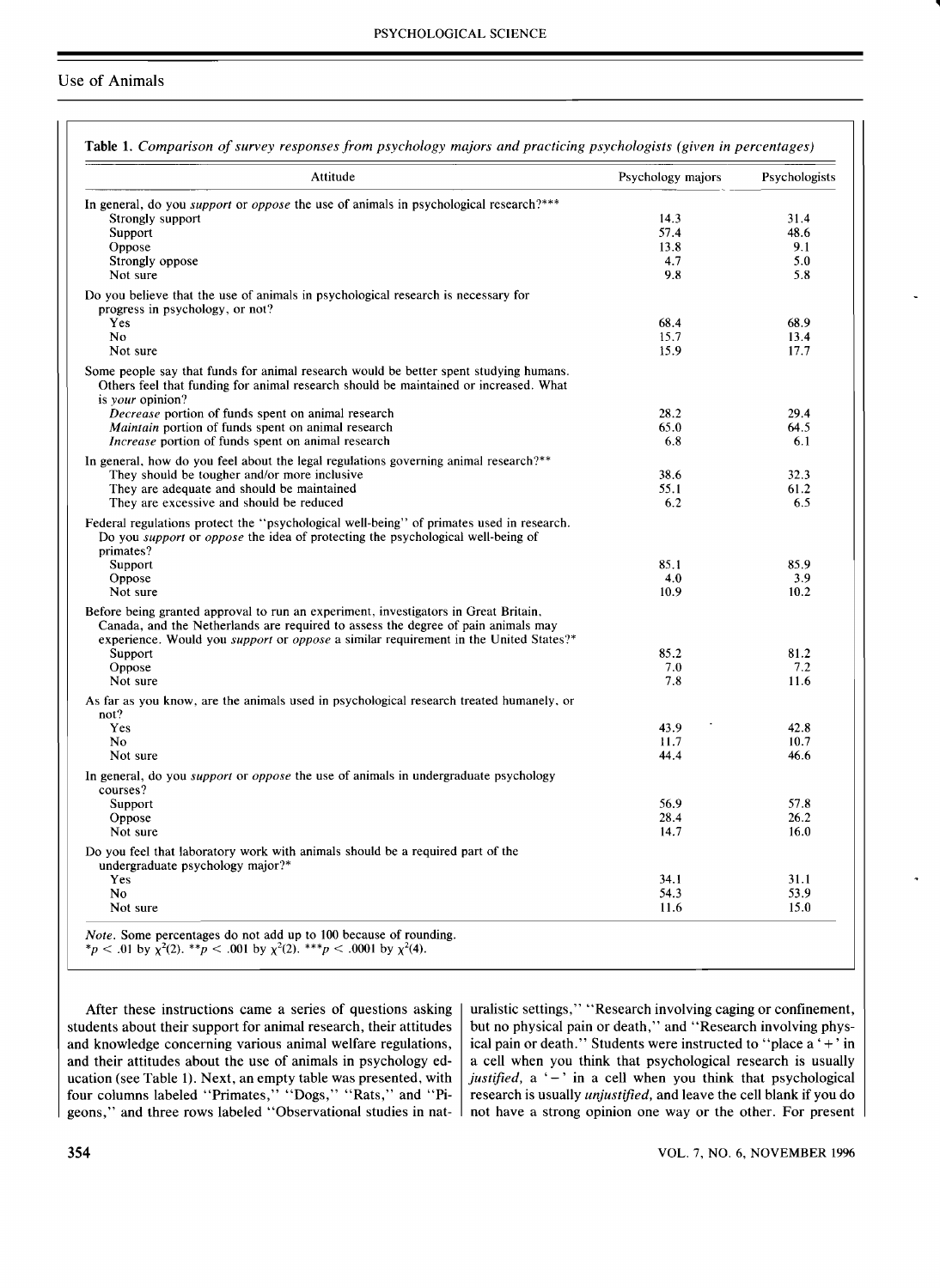## Use of Animals

**Table 1.** *Comparison of survey responses from psychology majors and practicing psychologists (given in percentages)*

| Attitude | Psychology majors | Psychologists |
|---|---|---|
| In general, do you *support* or *oppose* the use of animals in psychological research?*** | | |
| Strongly support | 14.3 | 31.4 |
| Support | 57.4 | 48.6 |
| Oppose | 13.8 | 9.1 |
| Strongly oppose | 4.7 | 5.0 |
| Not sure | 9.8 | 5.8 |
| Do you believe that the use of animals in psychological research is necessary for progress in psychology, or not? | | |
| Yes | 68.4 | 68.9 |
| No | 15.7 | 13.4 |
| Not sure | 15.9 | 17.7 |
| Some people say that funds for animal research would be better spent studying humans. Others feel that funding for animal research should be maintained or increased. What is *your* opinion? | | |
| *Decrease* portion of funds spent on animal research | 28.2 | 29.4 |
| *Maintain* portion of funds spent on animal research | 65.0 | 64.5 |
| *Increase* portion of funds spent on animal research | 6.8 | 6.1 |
| In general, how do you feel about the legal regulations governing animal research?** | | |
| They should be tougher and/or more inclusive | 38.6 | 32.3 |
| They are adequate and should be maintained | 55.1 | 61.2 |
| They are excessive and should be reduced | 6.2 | 6.5 |
| Federal regulations protect the "psychological well-being" of primates used in research. Do you *support* or *oppose* the idea of protecting the psychological well-being of primates? | | |
| Support | 85.1 | 85.9 |
| Oppose | 4.0 | 3.9 |
| Not sure | 10.9 | 10.2 |
| Before being granted approval to run an experiment, investigators in Great Britain, Canada, and the Netherlands are required to assess the degree of pain animals may experience. Would you *support* or *oppose* a similar requirement in the United States?* | | |
| Support | 85.2 | 81.2 |
| Oppose | 7.0 | 7.2 |
| Not sure | 7.8 | 11.6 |
| As far as you know, are the animals used in psychological research treated humanely, or not? | | |
| Yes | 43.9 | 42.8 |
| No | 11.7 | 10.7 |
| Not sure | 44.4 | 46.6 |
| In general, do you *support* or *oppose* the use of animals in undergraduate psychology courses? | | |
| Support | 56.9 | 57.8 |
| Oppose | 28.4 | 26.2 |
| Not sure | 14.7 | 16.0 |
| Do you feel that laboratory work with animals should be a required part of the undergraduate psychology major?* | | |
| Yes | 34.1 | 31.1 |
| No | 54.3 | 53.9 |
| Not sure | 11.6 | 15.0 |

*Note.* Some percentages do not add up to 100 because of rounding.
*$p < .01$ by $\chi^2(2)$. **$p < .001$ by $\chi^2(2)$. ***$p < .0001$ by $\chi^2(4)$.

After these instructions came a series of questions asking students about their support for animal research, their attitudes and knowledge concerning various animal welfare regulations, and their attitudes about the use of animals in psychology education (see Table 1). Next, an empty table was presented, with four columns labeled "Primates," "Dogs," "Rats," and "Pigeons," and three rows labeled "Observational studies in naturalistic settings," "Research involving caging or confinement, but no physical pain or death," and "Research involving physical pain or death." Students were instructed to "place a '+' in a cell when you think that psychological research is usually *justified*, a '−' in a cell when you think that psychological research is usually *unjustified*, and leave the cell blank if you do not have a strong opinion one way or the other. For present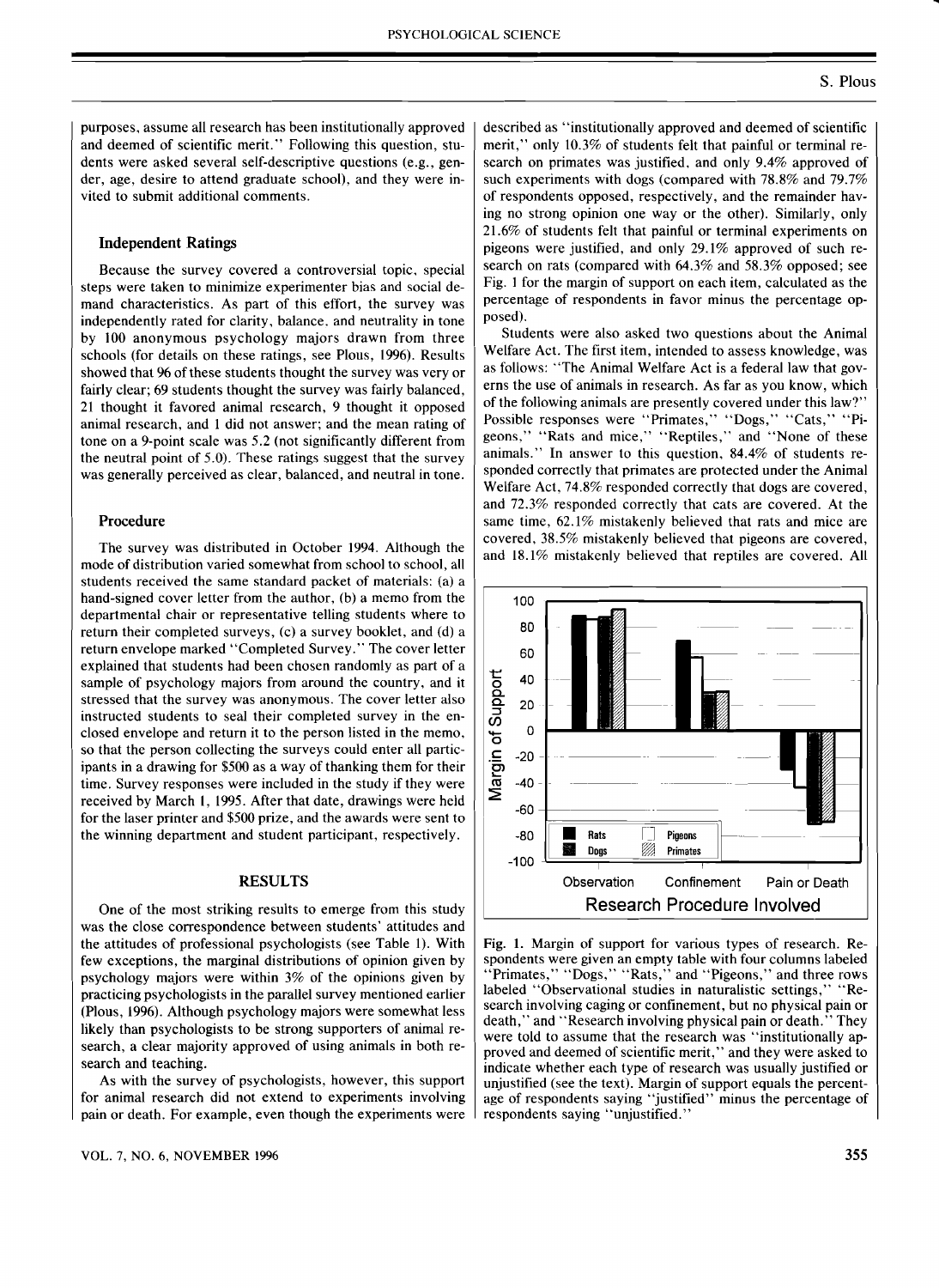purposes, assume all research has been institutionally approved and deemed of scientific merit." Following this question, students were asked several self-descriptive questions (e.g., gender, age, desire to attend graduate school), and they were invited to submit additional comments.

### Independent Ratings

Because the survey covered a controversial topic, special steps were taken to minimize experimenter bias and social demand characteristics. As part of this effort, the survey was independently rated for clarity, balance, and neutrality in tone by 100 anonymous psychology majors drawn from three schools (for details on these ratings, see Plous, 1996). Results showed that 96 of these students thought the survey was very or fairly clear; 69 students thought the survey was fairly balanced, 21 thought it favored animal research, 9 thought it opposed animal research, and 1 did not answer; and the mean rating of tone on a 9-point scale was 5.2 (not significantly different from the neutral point of 5.0). These ratings suggest that the survey was generally perceived as clear, balanced, and neutral in tone.

### Procedure

The survey was distributed in October 1994. Although the mode of distribution varied somewhat from school to school, all students received the same standard packet of materials: (a) a hand-signed cover letter from the author, (b) a memo from the departmental chair or representative telling students where to return their completed surveys, (c) a survey booklet, and (d) a return envelope marked "Completed Survey." The cover letter explained that students had been chosen randomly as part of a sample of psychology majors from around the country, and it stressed that the survey was anonymous. The cover letter also instructed students to seal their completed survey in the enclosed envelope and return it to the person listed in the memo, so that the person collecting the surveys could enter all participants in a drawing for \$500 as a way of thanking them for their time. Survey responses were included in the study if they were received by March 1, 1995. After that date, drawings were held for the laser printer and \$500 prize, and the awards were sent to the winning department and student participant, respectively.

## RESULTS

One of the most striking results to emerge from this study was the close correspondence between students' attitudes and the attitudes of professional psychologists (see Table 1). With few exceptions, the marginal distributions of opinion given by psychology majors were within 3% of the opinions given by practicing psychologists in the parallel survey mentioned earlier (Plous, 1996). Although psychology majors were somewhat less likely than psychologists to be strong supporters of animal research, a clear majority approved of using animals in both research and teaching.

As with the survey of psychologists, however, this support for animal research did not extend to experiments involving pain or death. For example, even though the experiments were described as "institutionally approved and deemed of scientific merit," only 10.3% of students felt that painful or terminal research on primates was justified, and only 9.4% approved of such experiments with dogs (compared with 78.8% and 79.7% of respondents opposed, respectively, and the remainder having no strong opinion one way or the other). Similarly, only 21.6% of students felt that painful or terminal experiments on pigeons were justified, and only 29.1% approved of such research on rats (compared with 64.3% and 58.3% opposed; see Fig. 1 for the margin of support on each item, calculated as the percentage of respondents in favor minus the percentage opposed).

Students were also asked two questions about the Animal Welfare Act. The first item, intended to assess knowledge, was as follows: "The Animal Welfare Act is a federal law that governs the use of animals in research. As far as you know, which of the following animals are presently covered under this law?" Possible responses were "Primates," "Dogs," "Cats," "Pigeons," "Rats and mice," "Reptiles," and "None of these animals." In answer to this question, 84.4% of students responded correctly that primates are protected under the Animal Welfare Act, 74.8% responded correctly that dogs are covered, and 72.3% responded correctly that cats are covered. At the same time, 62.1% mistakenly believed that rats and mice are covered, 38.5% mistakenly believed that pigeons are covered, and 18.1% mistakenly believed that reptiles are covered. All

Fig. 1. Margin of support for various types of research. Respondents were given an empty table with four columns labeled "Primates," "Dogs," "Rats," and "Pigeons," and three rows labeled "Observational studies in naturalistic settings," "Research involving caging or confinement, but no physical pain or death," and "Research involving physical pain or death." They were told to assume that the research was "institutionally approved and deemed of scientific merit," and they were asked to indicate whether each type of research was usually justified or unjustified (see the text). Margin of support equals the percentage of respondents saying "justified" minus the percentage of respondents saying "unjustified."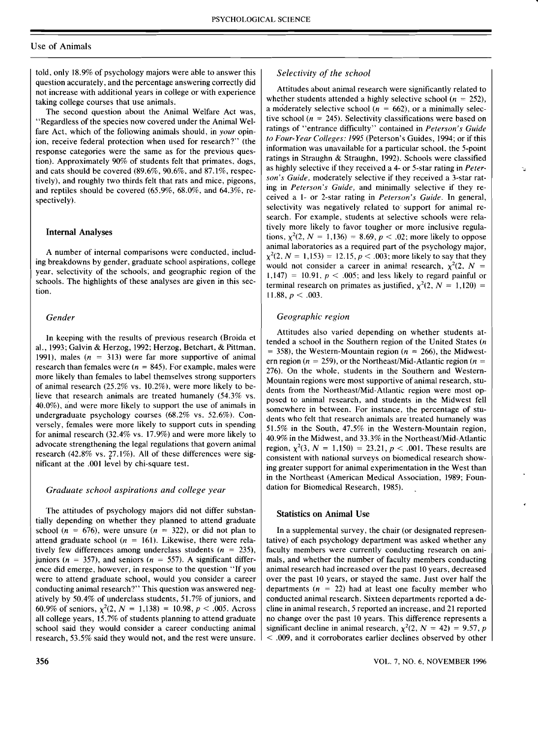told, only 18.9% of psychology majors were able to answer this question accurately, and the percentage answering correctly did not increase with additional years in college or with experience taking college courses that use animals.

The second question about the Animal Welfare Act was, "Regardless of the species now covered under the Animal Welfare Act, which of the following animals should, in *your* opinion, receive federal protection when used for research?" (the response categories were the same as for the previous question). Approximately 90% of students felt that primates, dogs, and cats should be covered (89.6%, 90.6%, and 87.1%, respectively), and roughly two thirds felt that rats and mice, pigeons, and reptiles should be covered (65.9%, 68.0%, and 64.3%, respectively).

## Internal Analyses

A number of internal comparisons were conducted, including breakdowns by gender, graduate school aspirations, college year, selectivity of the schools, and geographic region of the schools. The highlights of these analyses are given in this section.

### *Gender*

In keeping with the results of previous research (Broida et al., 1993; Galvin & Herzog, 1992; Herzog, Betchart, & Pittman, 1991), males ($n$ = 313) were far more supportive of animal research than females were ($n$ = 845). For example, males were more likely than females to label themselves strong supporters of animal research (25.2% vs. 10.2%), were more likely to believe that research animals are treated humanely (54.3% vs. 40.0%), and were more likely to support the use of animals in undergraduate psychology courses (68.2% vs. 52.6%). Conversely, females were more likely to support cuts in spending for animal research (32.4% vs. 17.9%) and were more likely to advocate strengthening the legal regulations that govern animal research (42.8% vs. 27.1%). All of these differences were significant at the .001 level by chi-square test.

### *Graduate school aspirations and college year*

The attitudes of psychology majors did not differ substantially depending on whether they planned to attend graduate school ($n$ = 676), were unsure ($n$ = 322), or did not plan to attend graduate school ($n$ = 161). Likewise, there were relatively few differences among underclass students ($n$ = 235), juniors ($n$ = 357), and seniors ($n$ = 557). A significant difference did emerge, however, in response to the question "If you were to attend graduate school, would you consider a career conducting animal research?" This question was answered negatively by 50.4% of underclass students, 51.7% of juniors, and 60.9% of seniors, $\chi^2(2, N = 1{,}138) = 10.98, p < .005$. Across all college years, 15.7% of students planning to attend graduate school said they would consider a career conducting animal research, 53.5% said they would not, and the rest were unsure.

### *Selectivity of the school*

Attitudes about animal research were significantly related to whether students attended a highly selective school ($n$ = 252), a moderately selective school ($n$ = 662), or a minimally selective school ($n$ = 245). Selectivity classifications were based on ratings of "entrance difficulty" contained in *Peterson's Guide to Four-Year Colleges: 1995* (Peterson's Guides, 1994; or if this information was unavailable for a particular school, the 5-point ratings in Straughn & Straughn, 1992). Schools were classified as highly selective if they received a 4- or 5-star rating in *Peterson's Guide*, moderately selective if they received a 3-star rating in *Peterson's Guide*, and minimally selective if they received a 1- or 2-star rating in *Peterson's Guide*. In general, selectivity was negatively related to support for animal research. For example, students at selective schools were relatively more likely to favor tougher or more inclusive regulations, $\chi^2(2, N = 1{,}136) = 8.69, p < .02$; more likely to oppose animal laboratories as a required part of the psychology major, $\chi^2(2, N = 1{,}153) = 12.15, p < .003$; more likely to say that they would not consider a career in animal research, $\chi^2(2, N = 1{,}147) = 10.91, p < .005$; and less likely to regard painful or terminal research on primates as justified, $\chi^2(2, N = 1{,}120) = 11.88, p < .003$.

### *Geographic region*

Attitudes also varied depending on whether students attended a school in the Southern region of the United States ($n$ = 358), the Western-Mountain region ($n$ = 266), the Midwestern region ($n$ = 259), or the Northeast/Mid-Atlantic region ($n$ = 276). On the whole, students in the Southern and Western-Mountain regions were most supportive of animal research, students from the Northeast/Mid-Atlantic region were most opposed to animal research, and students in the Midwest fell somewhere in between. For instance, the percentage of students who felt that research animals are treated humanely was 51.5% in the South, 47.5% in the Western-Mountain region, 40.9% in the Midwest, and 33.3% in the Northeast/Mid-Atlantic region, $\chi^2(3, N = 1{,}150) = 23.21, p < .001$. These results are consistent with national surveys on biomedical research showing greater support for animal experimentation in the West than in the Northeast (American Medical Association, 1989; Foundation for Biomedical Research, 1985).

## Statistics on Animal Use

In a supplemental survey, the chair (or designated representative) of each psychology department was asked whether any faculty members were currently conducting research on animals, and whether the number of faculty members conducting animal research had increased over the past 10 years, decreased over the past 10 years, or stayed the same. Just over half the departments ($n$ = 22) had at least one faculty member who conducted animal research. Sixteen departments reported a decline in animal research, 5 reported an increase, and 21 reported no change over the past 10 years. This difference represents a significant decline in animal research, $\chi^2(2, N = 42) = 9.57, p < .009$, and it corroborates earlier declines observed by other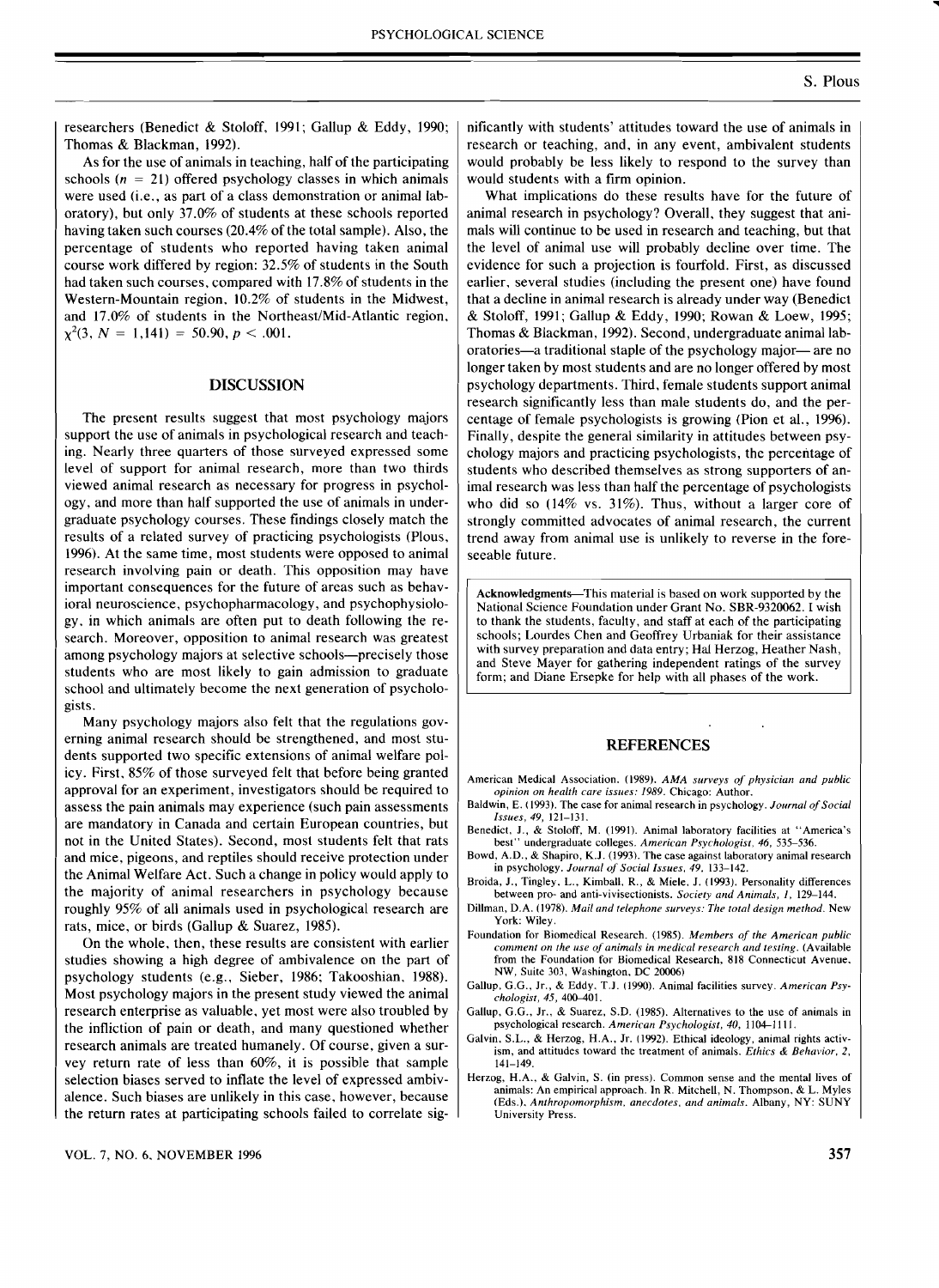researchers (Benedict & Stoloff, 1991; Gallup & Eddy, 1990; Thomas & Blackman, 1992).

As for the use of animals in teaching, half of the participating schools ($n = 21$) offered psychology classes in which animals were used (i.e., as part of a class demonstration or animal laboratory), but only 37.0% of students at these schools reported having taken such courses (20.4% of the total sample). Also, the percentage of students who reported having taken animal course work differed by region: 32.5% of students in the South had taken such courses, compared with 17.8% of students in the Western-Mountain region, 10.2% of students in the Midwest, and 17.0% of students in the Northeast/Mid-Atlantic region, $\chi^2(3, N = 1{,}141) = 50.90, p < .001$.

## DISCUSSION

The present results suggest that most psychology majors support the use of animals in psychological research and teaching. Nearly three quarters of those surveyed expressed some level of support for animal research, more than two thirds viewed animal research as necessary for progress in psychology, and more than half supported the use of animals in undergraduate psychology courses. These findings closely match the results of a related survey of practicing psychologists (Plous, 1996). At the same time, most students were opposed to animal research involving pain or death. This opposition may have important consequences for the future of areas such as behavioral neuroscience, psychopharmacology, and psychophysiology, in which animals are often put to death following the research. Moreover, opposition to animal research was greatest among psychology majors at selective schools—precisely those students who are most likely to gain admission to graduate school and ultimately become the next generation of psychologists.

Many psychology majors also felt that the regulations governing animal research should be strengthened, and most students supported two specific extensions of animal welfare policy. First, 85% of those surveyed felt that before being granted approval for an experiment, investigators should be required to assess the pain animals may experience (such pain assessments are mandatory in Canada and certain European countries, but not in the United States). Second, most students felt that rats and mice, pigeons, and reptiles should receive protection under the Animal Welfare Act. Such a change in policy would apply to the majority of animal researchers in psychology because roughly 95% of all animals used in psychological research are rats, mice, or birds (Gallup & Suarez, 1985).

On the whole, then, these results are consistent with earlier studies showing a high degree of ambivalence on the part of psychology students (e.g., Sieber, 1986; Takooshian, 1988). Most psychology majors in the present study viewed the animal research enterprise as valuable, yet most were also troubled by the infliction of pain or death, and many questioned whether research animals are treated humanely. Of course, given a survey return rate of less than 60%, it is possible that sample selection biases served to inflate the level of expressed ambivalence. Such biases are unlikely in this case, however, because the return rates at participating schools failed to correlate significantly with students' attitudes toward the use of animals in research or teaching, and, in any event, ambivalent students would probably be less likely to respond to the survey than would students with a firm opinion.

What implications do these results have for the future of animal research in psychology? Overall, they suggest that animals will continue to be used in research and teaching, but that the level of animal use will probably decline over time. The evidence for such a projection is fourfold. First, as discussed earlier, several studies (including the present one) have found that a decline in animal research is already under way (Benedict & Stoloff, 1991; Gallup & Eddy, 1990; Rowan & Loew, 1995; Thomas & Blackman, 1992). Second, undergraduate animal laboratories—a traditional staple of the psychology major— are no longer taken by most students and are no longer offered by most psychology departments. Third, female students support animal research significantly less than male students do, and the percentage of female psychologists is growing (Pion et al., 1996). Finally, despite the general similarity in attitudes between psychology majors and practicing psychologists, the percentage of students who described themselves as strong supporters of animal research was less than half the percentage of psychologists who did so (14% vs. 31%). Thus, without a larger core of strongly committed advocates of animal research, the current trend away from animal use is unlikely to reverse in the foreseeable future.

**Acknowledgments**—This material is based on work supported by the National Science Foundation under Grant No. SBR-9320062. I wish to thank the students, faculty, and staff at each of the participating schools; Lourdes Chen and Geoffrey Urbaniak for their assistance with survey preparation and data entry; Hal Herzog, Heather Nash, and Steve Mayer for gathering independent ratings of the survey form; and Diane Ersepke for help with all phases of the work.

## REFERENCES

American Medical Association. (1989). *AMA surveys of physician and public opinion on health care issues: 1989*. Chicago: Author.

Baldwin, E. (1993). The case for animal research in psychology. *Journal of Social Issues, 49*, 121–131.

Benedict, J., & Stoloff, M. (1991). Animal laboratory facilities at "America's best" undergraduate colleges. *American Psychologist, 46*, 535–536.

Bowd, A.D., & Shapiro, K.J. (1993). The case against laboratory animal research in psychology. *Journal of Social Issues, 49*, 133–142.

Broida, J., Tingley, L., Kimball, R., & Miele, J. (1993). Personality differences between pro- and anti-vivisectionists. *Society and Animals, 1*, 129–144.

Dillman, D.A. (1978). *Mail and telephone surveys: The total design method*. New York: Wiley.

Foundation for Biomedical Research. (1985). *Members of the American public comment on the use of animals in medical research and testing*. (Available from the Foundation for Biomedical Research, 818 Connecticut Avenue, NW, Suite 303, Washington, DC 20006)

Gallup, G.G., Jr., & Eddy, T.J. (1990). Animal facilities survey. *American Psychologist, 45*, 400–401.

Gallup, G.G., Jr., & Suarez, S.D. (1985). Alternatives to the use of animals in psychological research. *American Psychologist, 40*, 1104–1111.

Galvin, S.L., & Herzog, H.A., Jr. (1992). Ethical ideology, animal rights activism, and attitudes toward the treatment of animals. *Ethics & Behavior, 2*, 141–149.

Herzog, H.A., & Galvin, S. (in press). Common sense and the mental lives of animals: An empirical approach. In R. Mitchell, N. Thompson, & L. Myles (Eds.), *Anthropomorphism, anecdotes, and animals*. Albany, NY: SUNY University Press.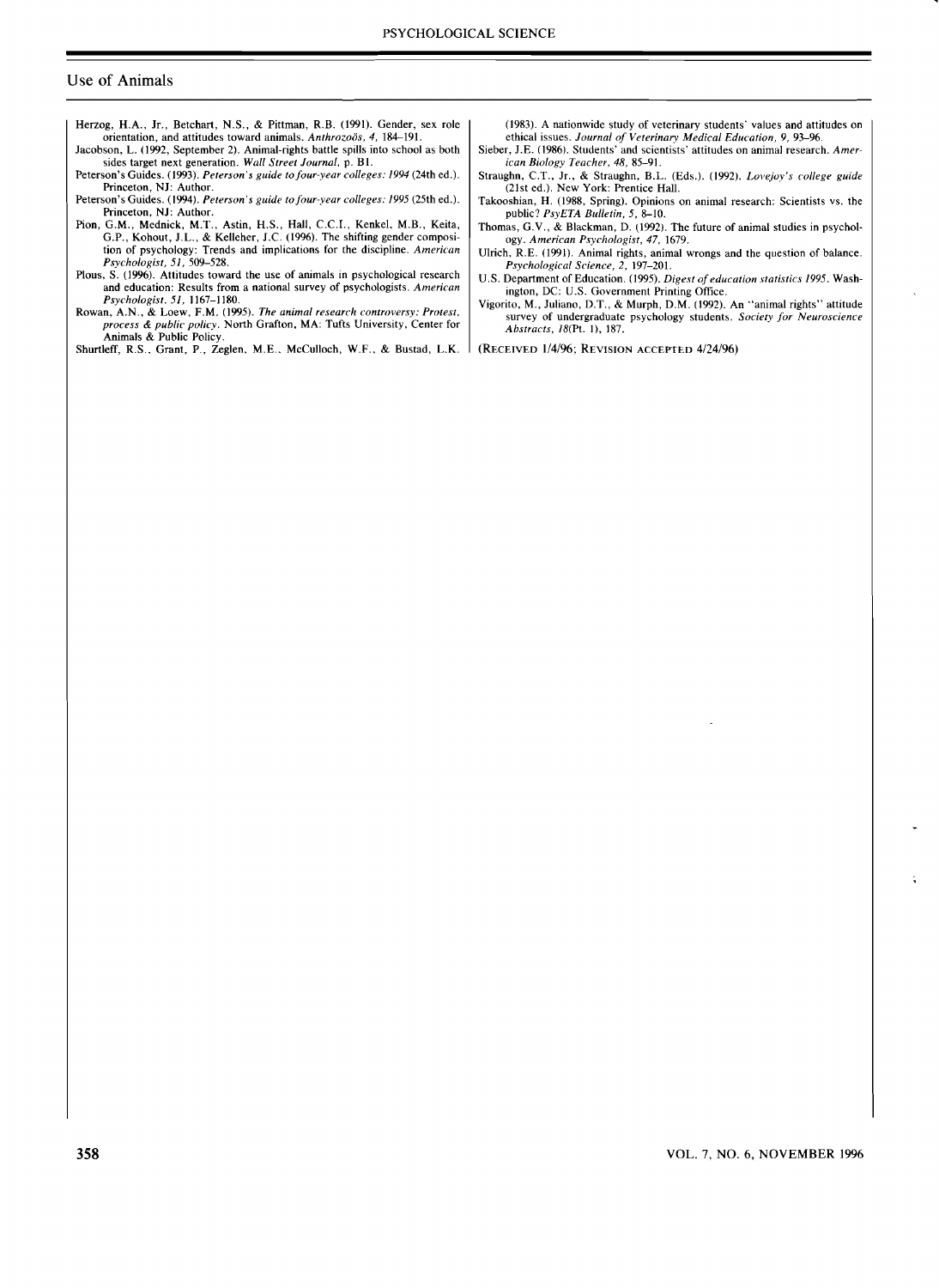Herzog, H.A., Jr., Betchart, N.S., & Pittman, R.B. (1991). Gender, sex role orientation, and attitudes toward animals. *Anthrozoös, 4,* 184–191.

Jacobson, L. (1992, September 2). Animal-rights battle spills into school as both sides target next generation. *Wall Street Journal,* p. B1.

Peterson's Guides. (1993). *Peterson's guide to four-year colleges: 1994* (24th ed.). Princeton, NJ: Author.

Peterson's Guides. (1994). *Peterson's guide to four-year colleges: 1995* (25th ed.). Princeton, NJ: Author.

Pion, G.M., Mednick, M.T., Astin, H.S., Hall, C.C.I., Kenkel, M.B., Keita, G.P., Kohout, J.L., & Kelleher, J.C. (1996). The shifting gender composition of psychology: Trends and implications for the discipline. *American Psychologist, 51,* 509–528.

Plous, S. (1996). Attitudes toward the use of animals in psychological research and education: Results from a national survey of psychologists. *American Psychologist, 51,* 1167–1180.

Rowan, A.N., & Loew, F.M. (1995). *The animal research controversy: Protest, process & public policy.* North Grafton, MA: Tufts University, Center for Animals & Public Policy.

Shurtleff, R.S., Grant, P., Zeglen, M.E., McCulloch, W.F., & Bustad, L.K. (1983). A nationwide study of veterinary students' values and attitudes on ethical issues. *Journal of Veterinary Medical Education, 9,* 93–96.

Sieber, J.E. (1986). Students' and scientists' attitudes on animal research. *American Biology Teacher, 48,* 85–91.

Straughn, C.T., Jr., & Straughn, B.L. (Eds.). (1992). *Lovejoy's college guide* (21st ed.). New York: Prentice Hall.

Takooshian, H. (1988, Spring). Opinions on animal research: Scientists vs. the public? *PsyETA Bulletin, 5,* 8–10.

Thomas, G.V., & Blackman, D. (1992). The future of animal studies in psychology. *American Psychologist, 47,* 1679.

Ulrich, R.E. (1991). Animal rights, animal wrongs and the question of balance. *Psychological Science, 2,* 197–201.

U.S. Department of Education. (1995). *Digest of education statistics 1995.* Washington, DC: U.S. Government Printing Office.

Vigorito, M., Juliano, D.T., & Murph, D.M. (1992). An "animal rights" attitude survey of undergraduate psychology students. *Society for Neuroscience Abstracts, 18*(Pt. 1), 187.

(Received 1/4/96; Revision accepted 4/24/96)